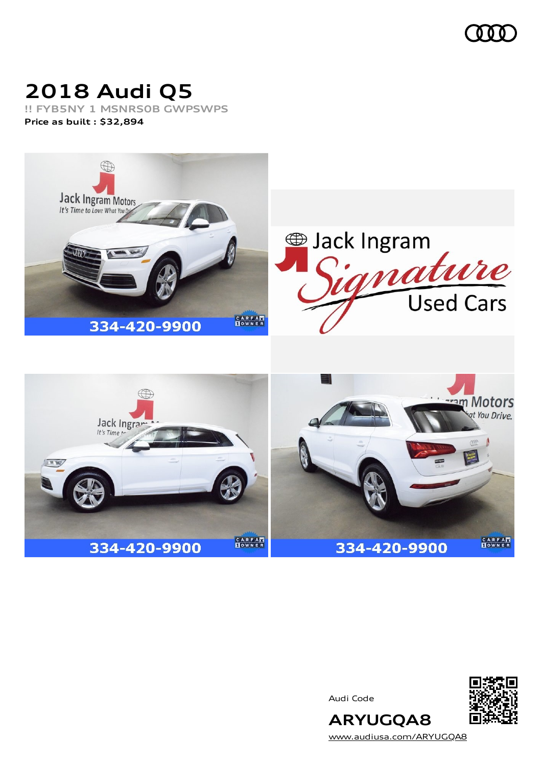# 2018 Audi Q5

!! FYB5NY 1 MSNRS0B GWPSWPS

**Price as built : $32,894**

Audi Code

**ARYUGQA8**

www.audiusa.com/ARYUGQA8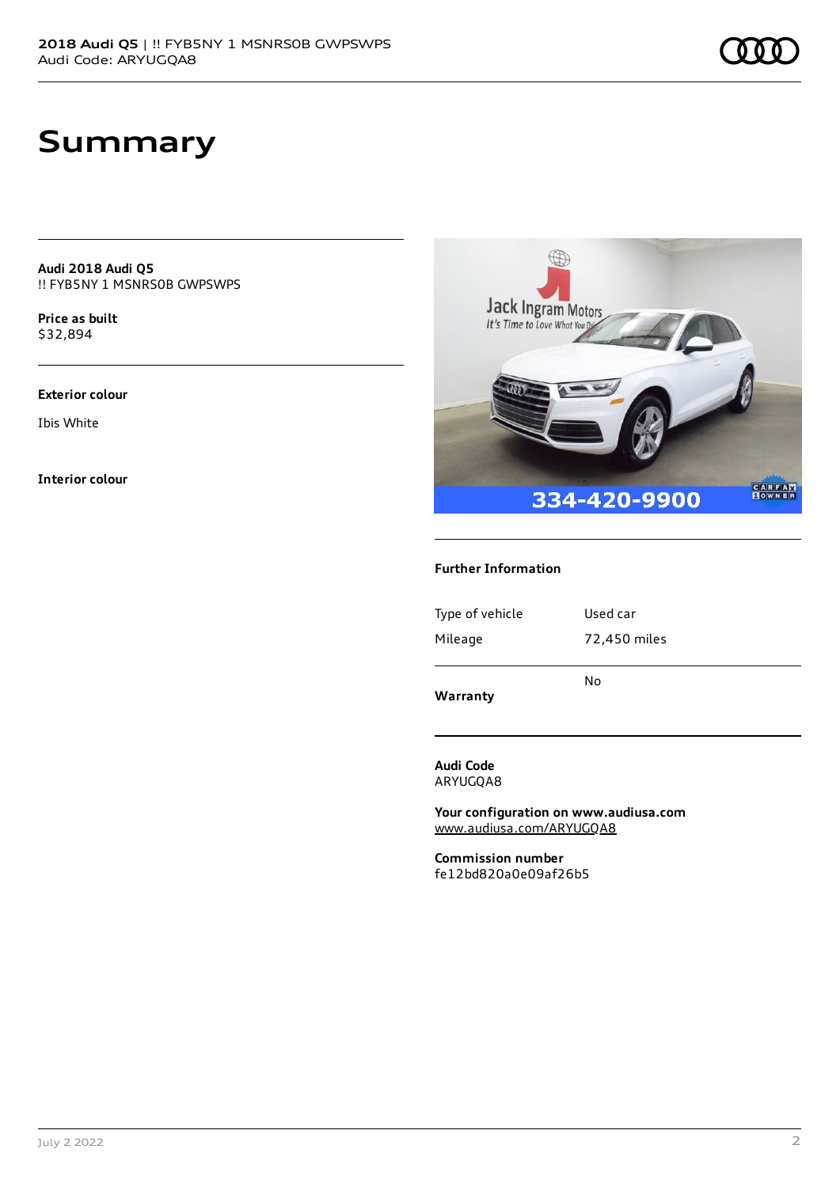# Summary

**Audi 2018 Audi Q5**
!! FYB5NY 1 MSNRS0B GWPSWPS

**Price as built**
$32,894

**Exterior colour**

Ibis White

**Interior colour**

### Further Information

| | |
|---|---|
| Type of vehicle | Used car |
| Mileage | 72,450 miles |
| **Warranty** | No |

**Audi Code**
ARYUGQA8

**Your configuration on www.audiusa.com**
www.audiusa.com/ARYUGQA8

**Commission number**
fe12bd820a0e09af26b5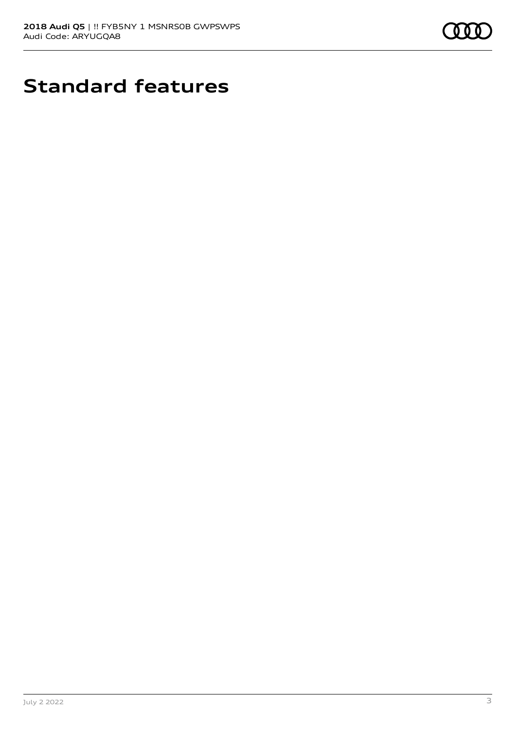# Standard features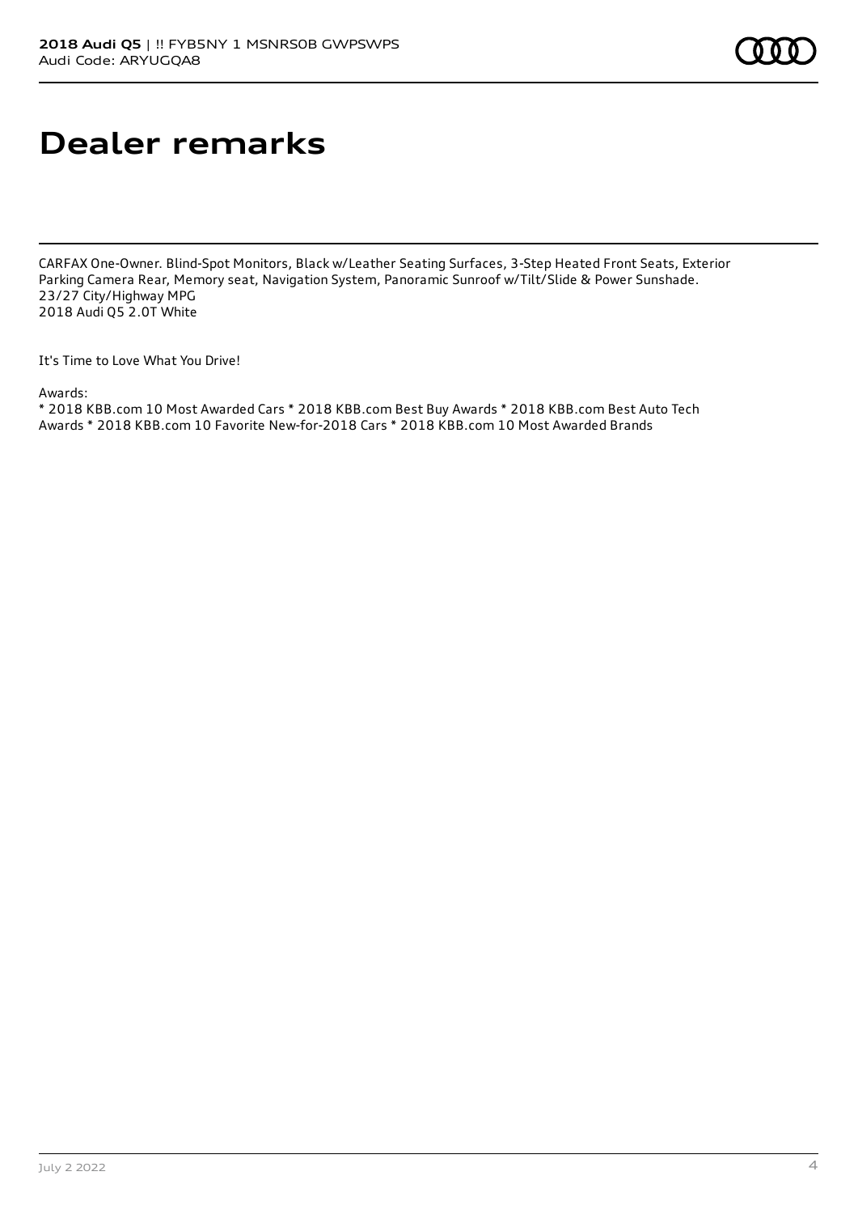# Dealer remarks

CARFAX One-Owner. Blind-Spot Monitors, Black w/Leather Seating Surfaces, 3-Step Heated Front Seats, Exterior Parking Camera Rear, Memory seat, Navigation System, Panoramic Sunroof w/Tilt/Slide & Power Sunshade.
23/27 City/Highway MPG
2018 Audi Q5 2.0T White

It's Time to Love What You Drive!

Awards:
* 2018 KBB.com 10 Most Awarded Cars * 2018 KBB.com Best Buy Awards * 2018 KBB.com Best Auto Tech Awards * 2018 KBB.com 10 Favorite New-for-2018 Cars * 2018 KBB.com 10 Most Awarded Brands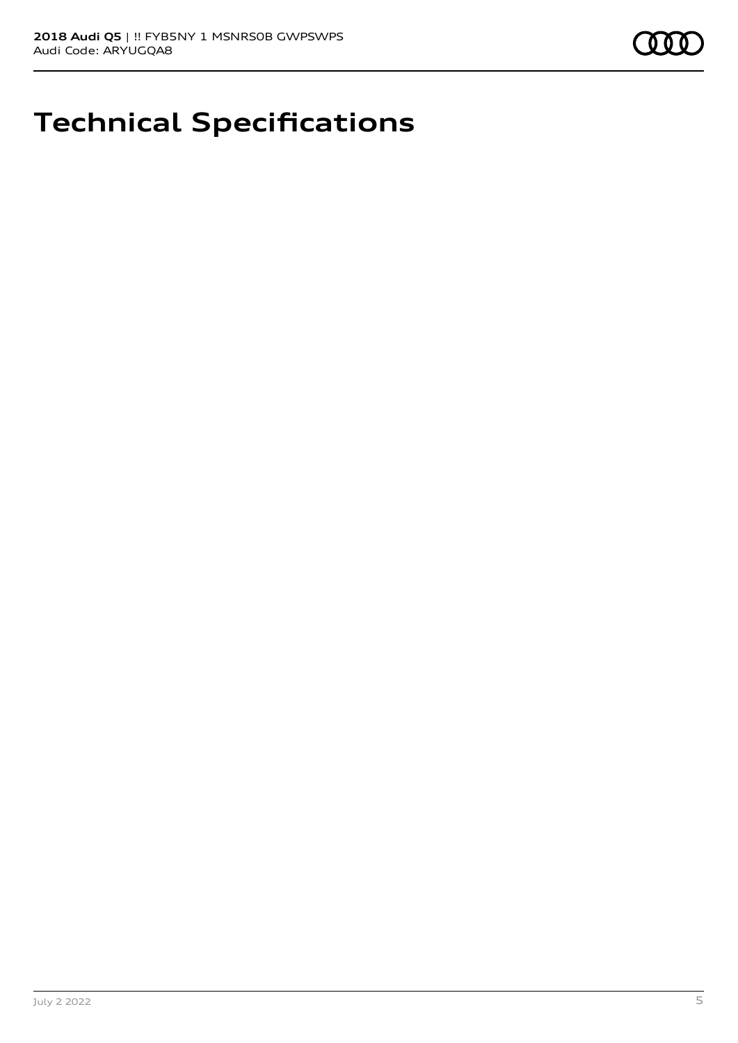# Technical Specifications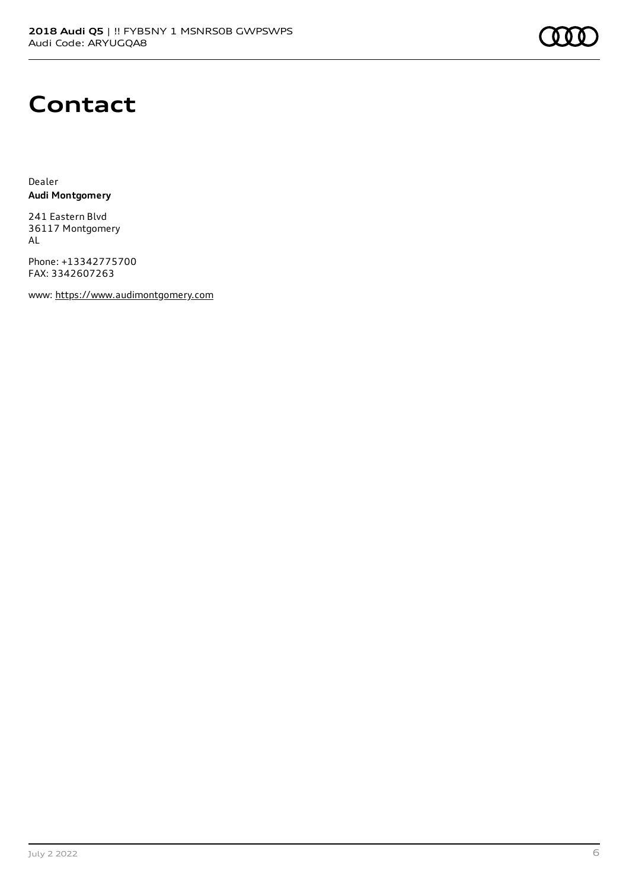# Contact

Dealer
**Audi Montgomery**

241 Eastern Blvd
36117 Montgomery
AL

Phone: +13342775700
FAX: 3342607263

www: https://www.audimontgomery.com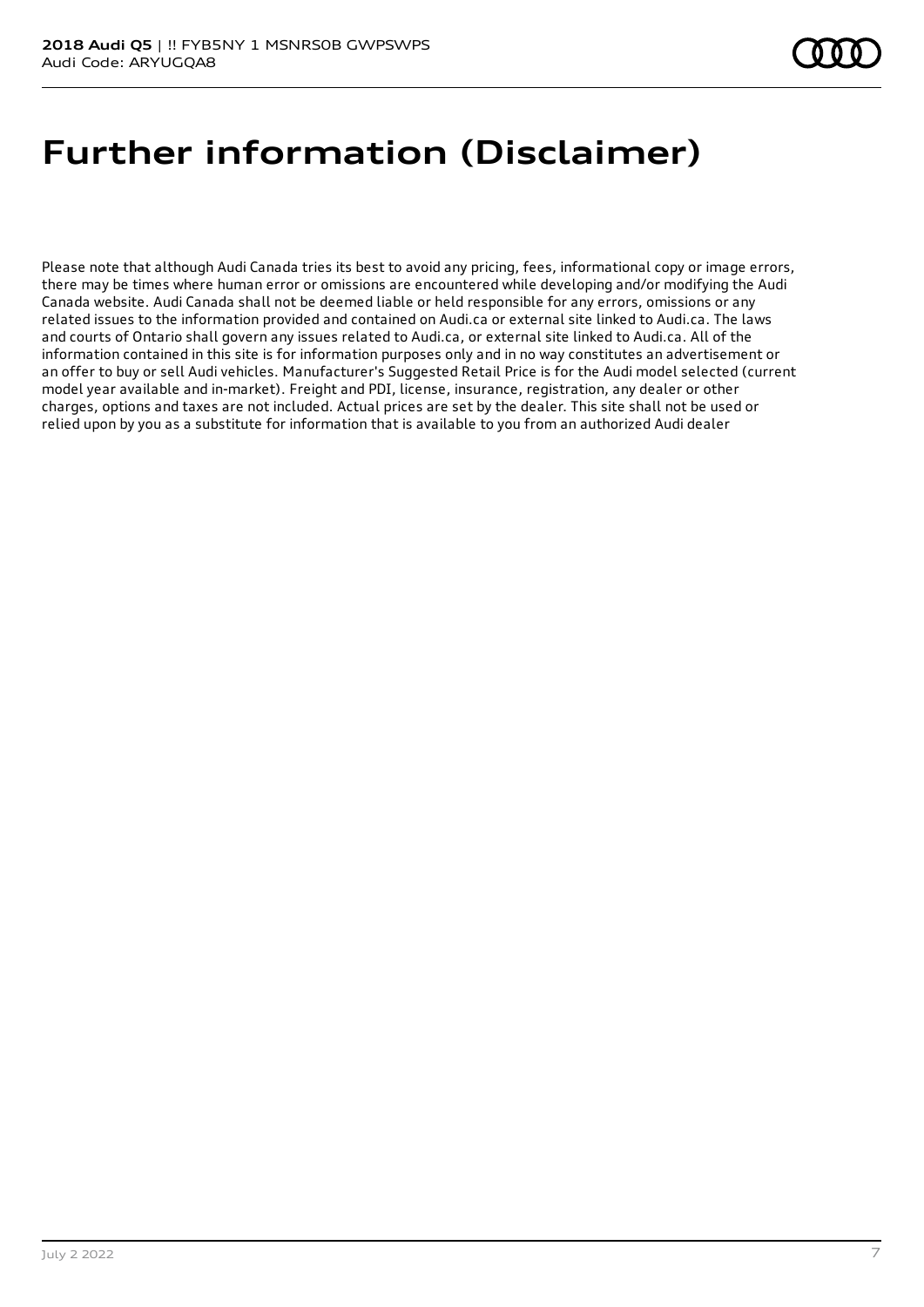# Further information (Disclaimer)

Please note that although Audi Canada tries its best to avoid any pricing, fees, informational copy or image errors, there may be times where human error or omissions are encountered while developing and/or modifying the Audi Canada website. Audi Canada shall not be deemed liable or held responsible for any errors, omissions or any related issues to the information provided and contained on Audi.ca or external site linked to Audi.ca. The laws and courts of Ontario shall govern any issues related to Audi.ca, or external site linked to Audi.ca. All of the information contained in this site is for information purposes only and in no way constitutes an advertisement or an offer to buy or sell Audi vehicles. Manufacturer's Suggested Retail Price is for the Audi model selected (current model year available and in-market). Freight and PDI, license, insurance, registration, any dealer or other charges, options and taxes are not included. Actual prices are set by the dealer. This site shall not be used or relied upon by you as a substitute for information that is available to you from an authorized Audi dealer